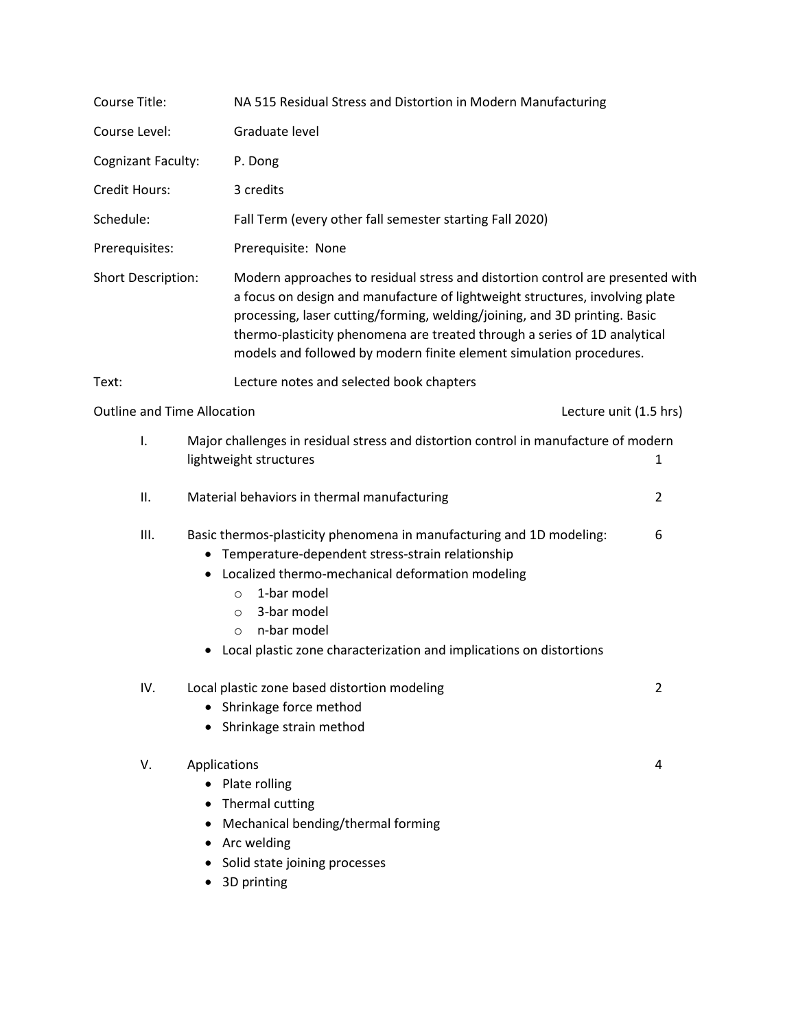| | |
|---|---|
| Course Title: | NA 515 Residual Stress and Distortion in Modern Manufacturing |
| Course Level: | Graduate level |
| Cognizant Faculty: | P. Dong |
| Credit Hours: | 3 credits |
| Schedule: | Fall Term (every other fall semester starting Fall 2020) |
| Prerequisites: | Prerequisite: None |
| Short Description: | Modern approaches to residual stress and distortion control are presented with a focus on design and manufacture of lightweight structures, involving plate processing, laser cutting/forming, welding/joining, and 3D printing. Basic thermo-plasticity phenomena are treated through a series of 1D analytical models and followed by modern finite element simulation procedures. |
| Text: | Lecture notes and selected book chapters |

| Outline and Time Allocation | | Lecture unit (1.5 hrs) |
|---|---|---|
| I. | Major challenges in residual stress and distortion control in manufacture of modern lightweight structures | 1 |
| II. | Material behaviors in thermal manufacturing | 2 |
| III. | Basic thermos-plasticity phenomena in manufacturing and 1D modeling:<br>• Temperature-dependent stress-strain relationship<br>• Localized thermo-mechanical deformation modeling<br>&nbsp;&nbsp;&nbsp;&nbsp;○ 1-bar model<br>&nbsp;&nbsp;&nbsp;&nbsp;○ 3-bar model<br>&nbsp;&nbsp;&nbsp;&nbsp;○ n-bar model<br>• Local plastic zone characterization and implications on distortions | 6 |
| IV. | Local plastic zone based distortion modeling<br>• Shrinkage force method<br>• Shrinkage strain method | 2 |
| V. | Applications<br>• Plate rolling<br>• Thermal cutting<br>• Mechanical bending/thermal forming<br>• Arc welding<br>• Solid state joining processes<br>• 3D printing | 4 |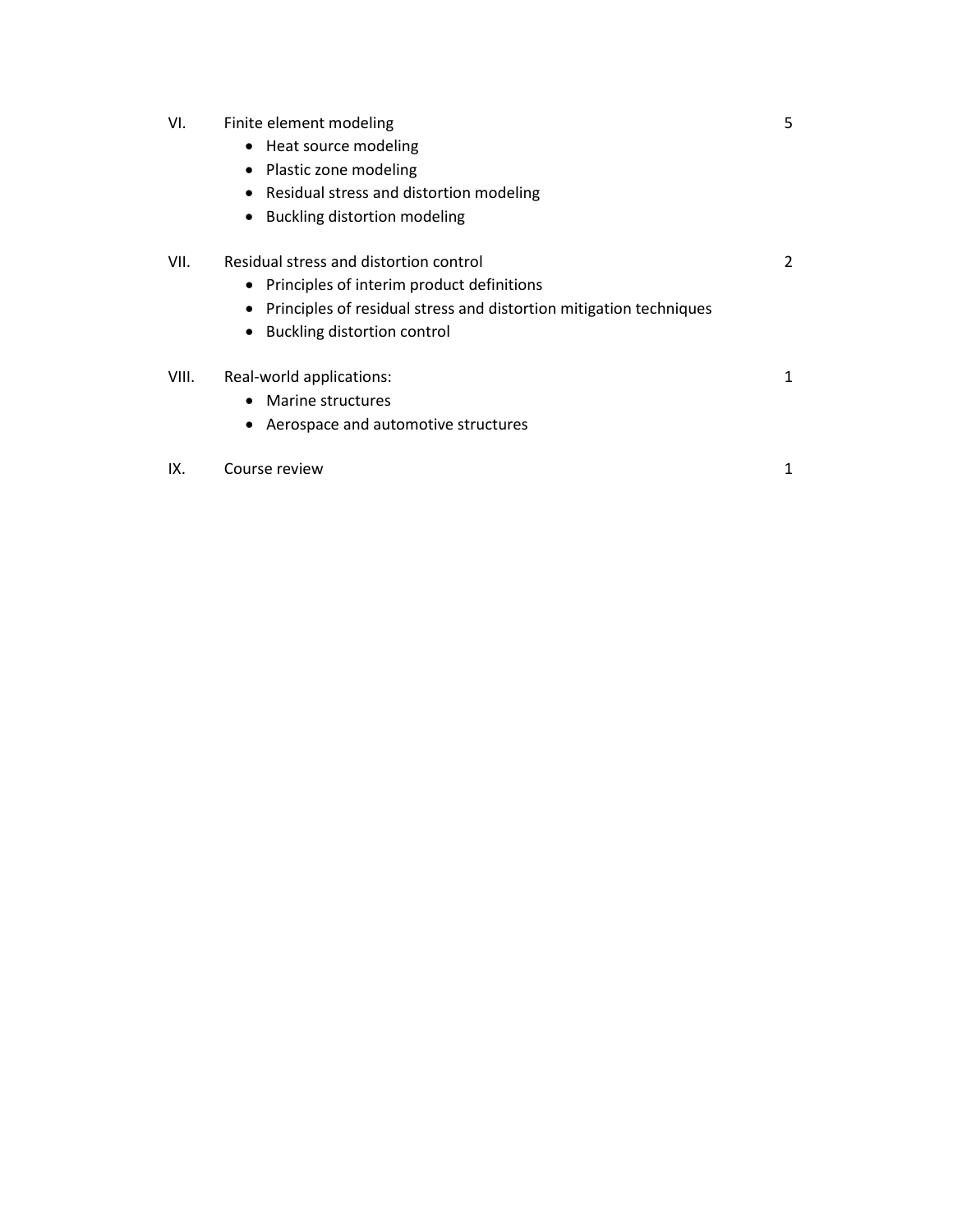| | | |
|---|---|---|
| VI. | Finite element modeling<br>• Heat source modeling<br>• Plastic zone modeling<br>• Residual stress and distortion modeling<br>• Buckling distortion modeling | 5 |
| VII. | Residual stress and distortion control<br>• Principles of interim product definitions<br>• Principles of residual stress and distortion mitigation techniques<br>• Buckling distortion control | 2 |
| VIII. | Real-world applications:<br>• Marine structures<br>• Aerospace and automotive structures | 1 |
| IX. | Course review | 1 |